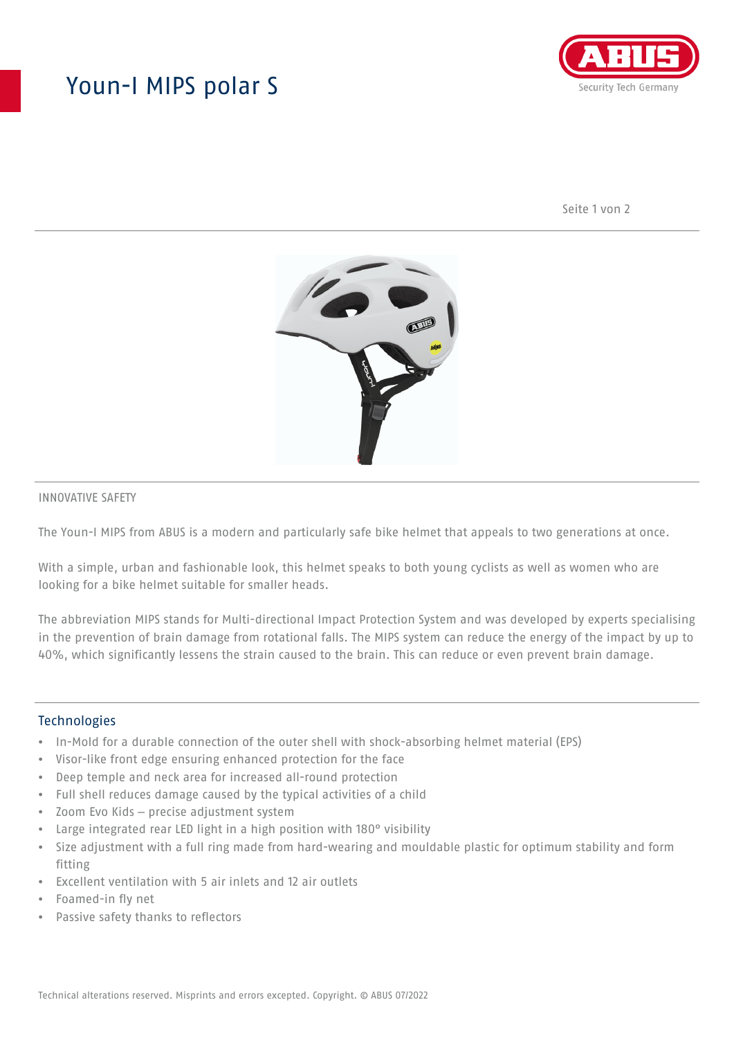# Youn-I MIPS polar S

INNOVATIVE SAFETY

The Youn-I MIPS from ABUS is a modern and particularly safe bike helmet that appeals to two generations at once.

With a simple, urban and fashionable look, this helmet speaks to both young cyclists as well as women who are looking for a bike helmet suitable for smaller heads.

The abbreviation MIPS stands for Multi-directional Impact Protection System and was developed by experts specialising in the prevention of brain damage from rotational falls. The MIPS system can reduce the energy of the impact by up to 40%, which significantly lessens the strain caused to the brain. This can reduce or even prevent brain damage.

## Technologies

- In-Mold for a durable connection of the outer shell with shock-absorbing helmet material (EPS)
- Visor-like front edge ensuring enhanced protection for the face
- Deep temple and neck area for increased all-round protection
- Full shell reduces damage caused by the typical activities of a child
- Zoom Evo Kids – precise adjustment system
- Large integrated rear LED light in a high position with 180° visibility
- Size adjustment with a full ring made from hard-wearing and mouldable plastic for optimum stability and form fitting
- Excellent ventilation with 5 air inlets and 12 air outlets
- Foamed-in fly net
- Passive safety thanks to reflectors

Technical alterations reserved. Misprints and errors excepted. Copyright. © ABUS 07/2022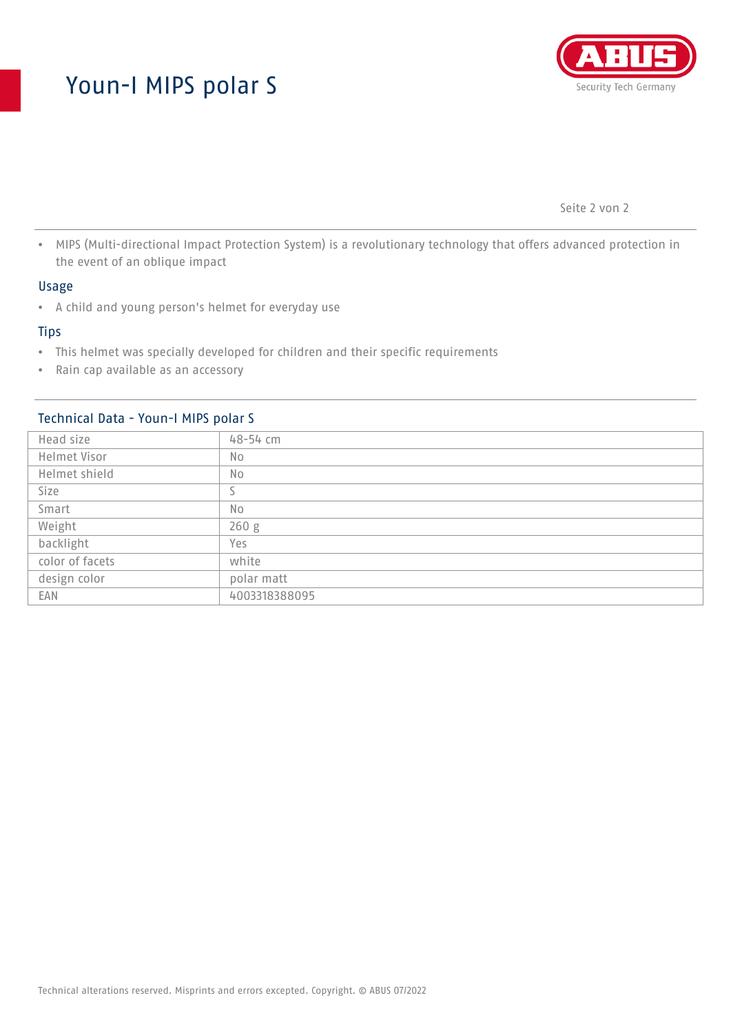- MIPS (Multi-directional Impact Protection System) is a revolutionary technology that offers advanced protection in the event of an oblique impact

## Usage

- A child and young person's helmet for everyday use

## Tips

- This helmet was specially developed for children and their specific requirements
- Rain cap available as an accessory

## Technical Data - Youn-I MIPS polar S

| | |
|---|---|
| Head size | 48-54 cm |
| Helmet Visor | No |
| Helmet shield | No |
| Size | S |
| Smart | No |
| Weight | 260 g |
| backlight | Yes |
| color of facets | white |
| design color | polar matt |
| EAN | 4003318388095 |

Technical alterations reserved. Misprints and errors excepted. Copyright. © ABUS 07/2022